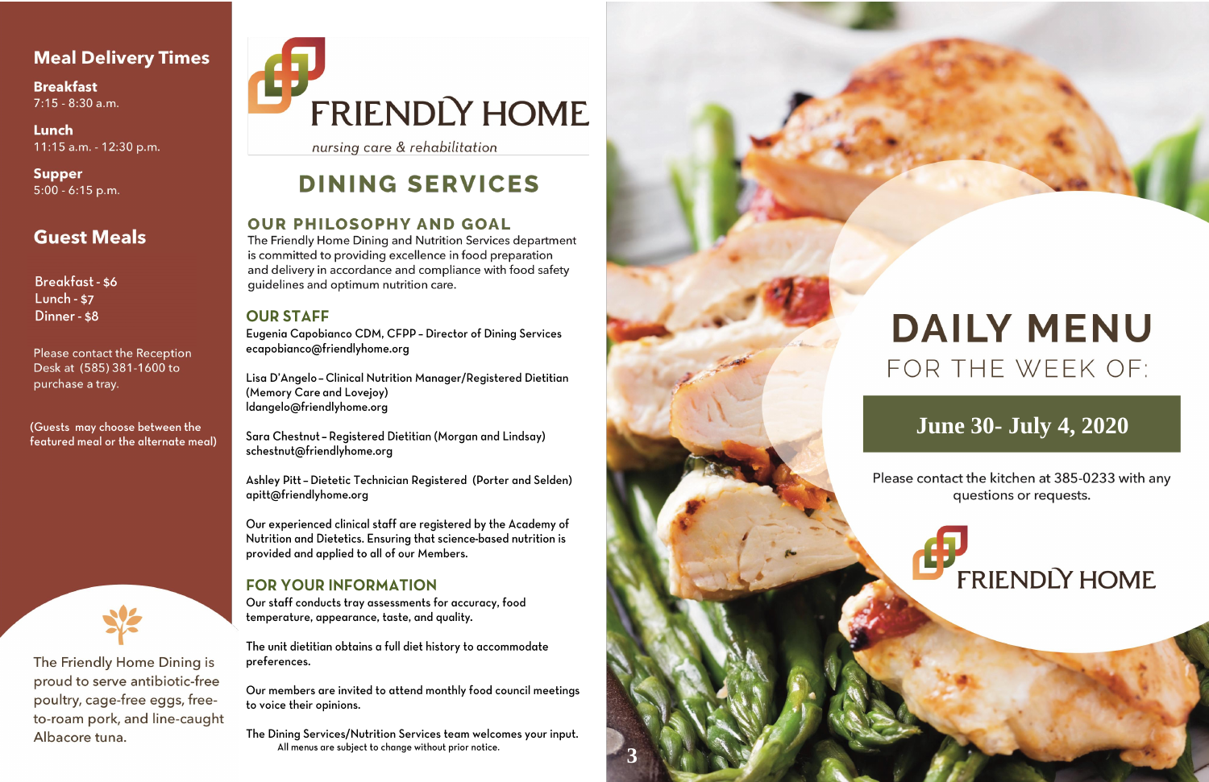## Meal Delivery Times

**Breakfast**
7:15 - 8:30 a.m.

**Lunch**
11:15 a.m. - 12:30 p.m.

**Supper**
5:00 - 6:15 p.m.

## Guest Meals

Breakfast - $6
Lunch - $7
Dinner - $8

Please contact the Reception Desk at (585) 381-1600 to purchase a tray.

(Guests may choose between the featured meal or the alternate meal)

The Friendly Home Dining is proud to serve antibiotic-free poultry, cage-free eggs, free-to-roam pork, and line-caught Albacore tuna.

# FRIENDLY HOME

*nursing care & rehabilitation*

# DINING SERVICES

## OUR PHILOSOPHY AND GOAL

The Friendly Home Dining and Nutrition Services department is committed to providing excellence in food preparation and delivery in accordance and compliance with food safety guidelines and optimum nutrition care.

## OUR STAFF

Eugenia Capobianco CDM, CFPP – Director of Dining Services
ecapobianco@friendlyhome.org

Lisa D'Angelo – Clinical Nutrition Manager/Registered Dietitian (Memory Care and Lovejoy)
ldangelo@friendlyhome.org

Sara Chestnut – Registered Dietitian (Morgan and Lindsay)
schestnut@friendlyhome.org

Ashley Pitt – Dietetic Technician Registered (Porter and Selden)
apitt@friendlyhome.org

Our experienced clinical staff are registered by the Academy of Nutrition and Dietetics. Ensuring that science-based nutrition is provided and applied to all of our Members.

## FOR YOUR INFORMATION

Our staff conducts tray assessments for accuracy, food temperature, appearance, taste, and quality.

The unit dietitian obtains a full diet history to accommodate preferences.

Our members are invited to attend monthly food council meetings to voice their opinions.

The Dining Services/Nutrition Services team welcomes your input.

All menus are subject to change without prior notice.

# DAILY MENU

FOR THE WEEK OF:

**June 30- July 4, 2020**

Please contact the kitchen at 385-0233 with any questions or requests.

FRIENDLY HOME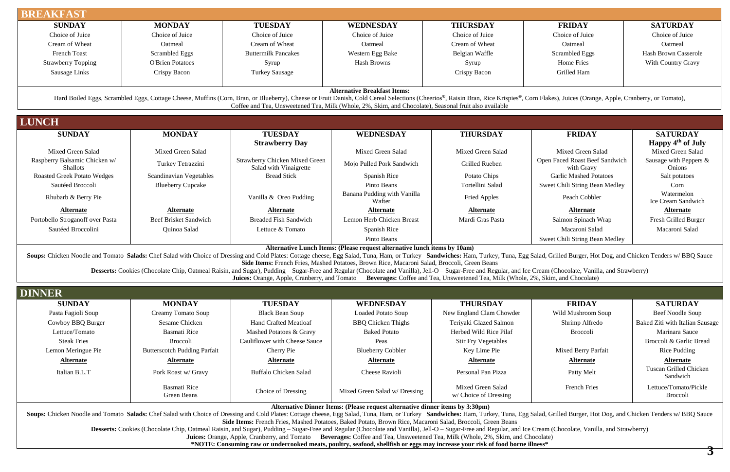## BREAKFAST

| SUNDAY | MONDAY | TUESDAY | WEDNESDAY | THURSDAY | FRIDAY | SATURDAY |
|---|---|---|---|---|---|---|
| Choice of Juice | Choice of Juice | Choice of Juice | Choice of Juice | Choice of Juice | Choice of Juice | Choice of Juice |
| Cream of Wheat | Oatmeal | Cream of Wheat | Oatmeal | Cream of Wheat | Oatmeal | Oatmeal |
| French Toast | Scrambled Eggs | Buttermilk Pancakes | Western Egg Bake | Belgian Waffle | Scrambled Eggs | Hash Brown Casserole |
| Strawberry Topping | O'Brien Potatoes | Syrup | Hash Browns | Syrup | Home Fries | With Country Gravy |
| Sausage Links | Crispy Bacon | Turkey Sausage | | Crispy Bacon | Grilled Ham | |

**Alternative Breakfast Items:**

Hard Boiled Eggs, Scrambled Eggs, Cottage Cheese, Muffins (Corn, Bran, or Blueberry), Cheese or Fruit Danish, Cold Cereal Selections (Cheerios®, Raisin Bran, Rice Krispies®, Corn Flakes), Juices (Orange, Apple, Cranberry, or Tomato), Coffee and Tea, Unsweetened Tea, Milk (Whole, 2%, Skim, and Chocolate), Seasonal fruit also available

## LUNCH

| SUNDAY | MONDAY | TUESDAY<br>Strawberry Day | WEDNESDAY | THURSDAY | FRIDAY | SATURDAY<br>Happy 4th of July |
|---|---|---|---|---|---|---|
| Mixed Green Salad | Mixed Green Salad | | Mixed Green Salad | Mixed Green Salad | Mixed Green Salad | Mixed Green Salad |
| Raspberry Balsamic Chicken w/ Shallots | Turkey Tetrazzini | Strawberry Chicken Mixed Green Salad with Vinaigrette | Mojo Pulled Pork Sandwich | Grilled Rueben | Open Faced Roast Beef Sandwich with Gravy | Sausage with Peppers & Onions |
| Roasted Greek Potato Wedges | Scandinavian Vegetables | Bread Stick | Spanish Rice | Potato Chips | Garlic Mashed Potatoes | Salt potatoes |
| Sautéed Broccoli | Blueberry Cupcake | | Pinto Beans | Tortellini Salad | Sweet Chili String Bean Medley | Corn |
| Rhubarb & Berry Pie | | Vanilla & Oreo Pudding | Banana Pudding with Vanilla Wafter | Fried Apples | Peach Cobbler | Watermelon<br>Ice Cream Sandwich |
| **Alternate** | **Alternate** | **Alternate** | **Alternate** | **Alternate** | **Alternate** | **Alternate** |
| Portobello Stroganoff over Pasta | Beef Brisket Sandwich | Breaded Fish Sandwich | Lemon Herb Chicken Breast | Mardi Gras Pasta | Salmon Spinach Wrap | Fresh Grilled Burger |
| Sautéed Broccolini | Quinoa Salad | Lettuce & Tomato | Spanish Rice | | Macaroni Salad | Macaroni Salad |
| | | | Pinto Beans | | Sweet Chili String Bean Medley | |

**Alternative Lunch Items: (Please request alternative lunch items by 10am)**

**Soups:** Chicken Noodle and Tomato **Salads:** Chef Salad with Choice of Dressing and Cold Plates: Cottage cheese, Egg Salad, Tuna, Ham, or Turkey **Sandwiches:** Ham, Turkey, Tuna, Egg Salad, Grilled Burger, Hot Dog, and Chicken Tenders w/ BBQ Sauce

**Side Items:** French Fries, Mashed Potatoes, Brown Rice, Macaroni Salad, Broccoli, Green Beans

**Desserts:** Cookies (Chocolate Chip, Oatmeal Raisin, and Sugar), Pudding – Sugar-Free and Regular (Chocolate and Vanilla), Jell-O – Sugar-Free and Regular, and Ice Cream (Chocolate, Vanilla, and Strawberry)

**Juices:** Orange, Apple, Cranberry, and Tomato **Beverages:** Coffee and Tea, Unsweetened Tea, Milk (Whole, 2%, Skim, and Chocolate)

## DINNER

| SUNDAY | MONDAY | TUESDAY | WEDNESDAY | THURSDAY | FRIDAY | SATURDAY |
|---|---|---|---|---|---|---|
| Pasta Fagioli Soup | Creamy Tomato Soup | Black Bean Soup | Loaded Potato Soup | New England Clam Chowder | Wild Mushroom Soup | Beef Noodle Soup |
| Cowboy BBQ Burger | Sesame Chicken | Hand Crafted Meatloaf | BBQ Chicken Thighs | Teriyaki Glazed Salmon | Shrimp Alfredo | Baked Ziti with Italian Sausage |
| Lettuce/Tomato | Basmati Rice | Mashed Potatoes & Gravy | Baked Potato | Herbed Wild Rice Pilaf | Broccoli | Marinara Sauce |
| Steak Fries | Broccoli | Cauliflower with Cheese Sauce | Peas | Stir Fry Vegetables | | Broccoli & Garlic Bread |
| Lemon Meringue Pie | Butterscotch Pudding Parfait | Cherry Pie | Blueberry Cobbler | Key Lime Pie | Mixed Berry Parfait | Rice Pudding |
| **Alternate** | **Alternate** | **Alternate** | **Alternate** | **Alternate** | **Alternate** | **Alternate** |
| Italian B.L.T | Pork Roast w/ Gravy | Buffalo Chicken Salad | Cheese Ravioli | Personal Pan Pizza | Patty Melt | Tuscan Grilled Chicken Sandwich |
| | Basmati Rice<br>Green Beans | Choice of Dressing | Mixed Green Salad w/ Dressing | Mixed Green Salad w/ Choice of Dressing | French Fries | Lettuce/Tomato/Pickle<br>Broccoli |

**Alternative Dinner Items: (Please request alternative dinner items by 3:30pm)**

**Soups:** Chicken Noodle and Tomato **Salads:** Chef Salad with Choice of Dressing and Cold Plates: Cottage cheese, Egg Salad, Tuna, Ham, or Turkey **Sandwiches:** Ham, Turkey, Tuna, Egg Salad, Grilled Burger, Hot Dog, and Chicken Tenders w/ BBQ Sauce

**Side Items:** French Fries, Mashed Potatoes, Baked Potato, Brown Rice, Macaroni Salad, Broccoli, Green Beans

**Desserts:** Cookies (Chocolate Chip, Oatmeal Raisin, and Sugar), Pudding – Sugar-Free and Regular (Chocolate and Vanilla), Jell-O – Sugar-Free and Regular, and Ice Cream (Chocolate, Vanilla, and Strawberry)

**Juices:** Orange, Apple, Cranberry, and Tomato **Beverages:** Coffee and Tea, Unsweetened Tea, Milk (Whole, 2%, Skim, and Chocolate)

***NOTE: Consuming raw or undercooked meats, poultry, seafood, shellfish or eggs may increase your risk of food borne illness***